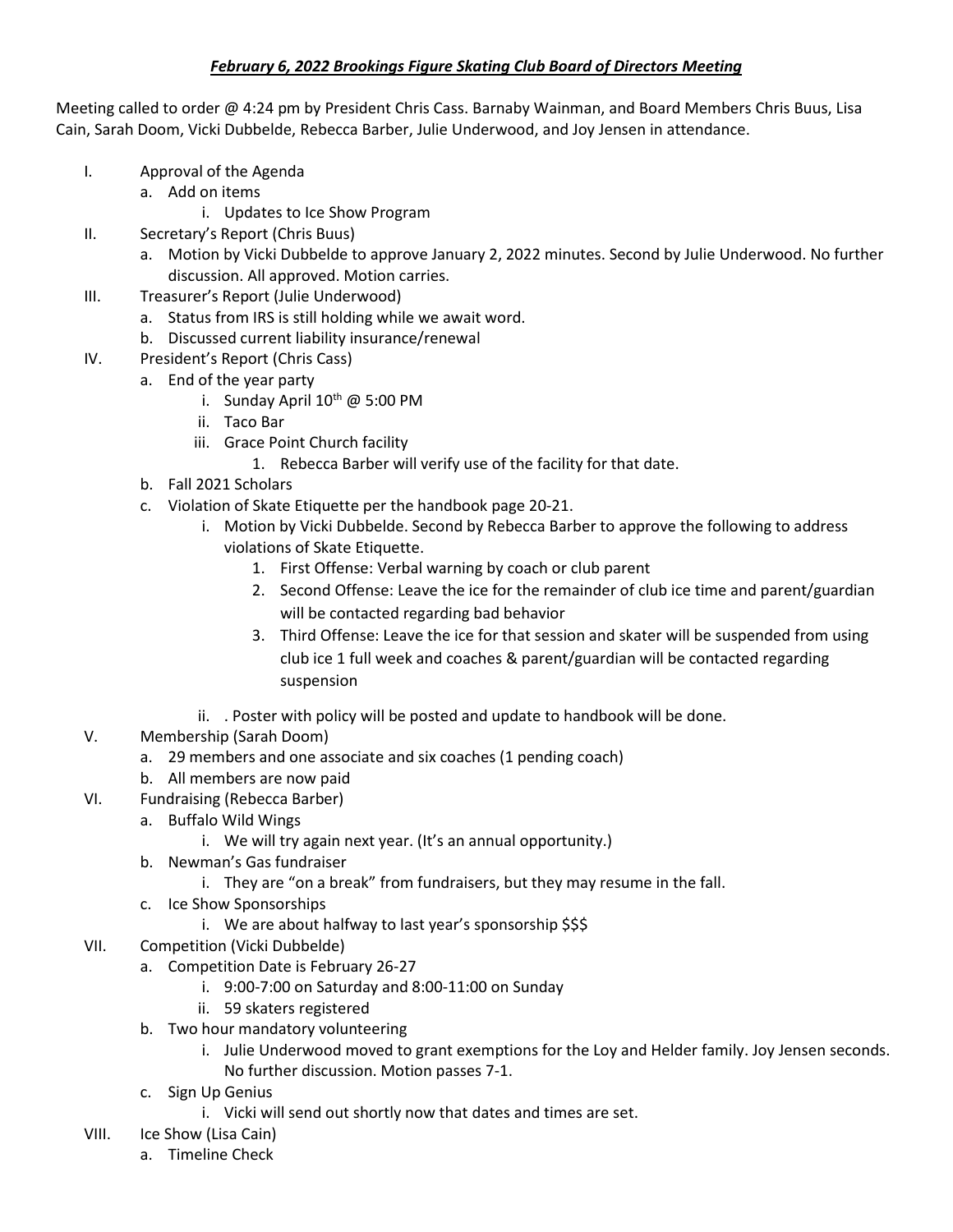***February 6, 2022 Brookings Figure Skating Club Board of Directors Meeting***

Meeting called to order @ 4:24 pm by President Chris Cass. Barnaby Wainman, and Board Members Chris Buus, Lisa Cain, Sarah Doom, Vicki Dubbelde, Rebecca Barber, Julie Underwood, and Joy Jensen in attendance.

I. Approval of the Agenda
   a. Add on items
      i. Updates to Ice Show Program
II. Secretary's Report (Chris Buus)
   a. Motion by Vicki Dubbelde to approve January 2, 2022 minutes. Second by Julie Underwood. No further discussion. All approved. Motion carries.
III. Treasurer's Report (Julie Underwood)
   a. Status from IRS is still holding while we await word.
   b. Discussed current liability insurance/renewal
IV. President's Report (Chris Cass)
   a. End of the year party
      i. Sunday April 10th @ 5:00 PM
      ii. Taco Bar
      iii. Grace Point Church facility
         1. Rebecca Barber will verify use of the facility for that date.
   b. Fall 2021 Scholars
   c. Violation of Skate Etiquette per the handbook page 20-21.
      i. Motion by Vicki Dubbelde. Second by Rebecca Barber to approve the following to address violations of Skate Etiquette.
         1. First Offense: Verbal warning by coach or club parent
         2. Second Offense: Leave the ice for the remainder of club ice time and parent/guardian will be contacted regarding bad behavior
         3. Third Offense: Leave the ice for that session and skater will be suspended from using club ice 1 full week and coaches & parent/guardian will be contacted regarding suspension
      ii. . Poster with policy will be posted and update to handbook will be done.
V. Membership (Sarah Doom)
   a. 29 members and one associate and six coaches (1 pending coach)
   b. All members are now paid
VI. Fundraising (Rebecca Barber)
   a. Buffalo Wild Wings
      i. We will try again next year. (It's an annual opportunity.)
   b. Newman's Gas fundraiser
      i. They are "on a break" from fundraisers, but they may resume in the fall.
   c. Ice Show Sponsorships
      i. We are about halfway to last year's sponsorship $$$
VII. Competition (Vicki Dubbelde)
   a. Competition Date is February 26-27
      i. 9:00-7:00 on Saturday and 8:00-11:00 on Sunday
      ii. 59 skaters registered
   b. Two hour mandatory volunteering
      i. Julie Underwood moved to grant exemptions for the Loy and Helder family. Joy Jensen seconds. No further discussion. Motion passes 7-1.
   c. Sign Up Genius
      i. Vicki will send out shortly now that dates and times are set.
VIII. Ice Show (Lisa Cain)
   a. Timeline Check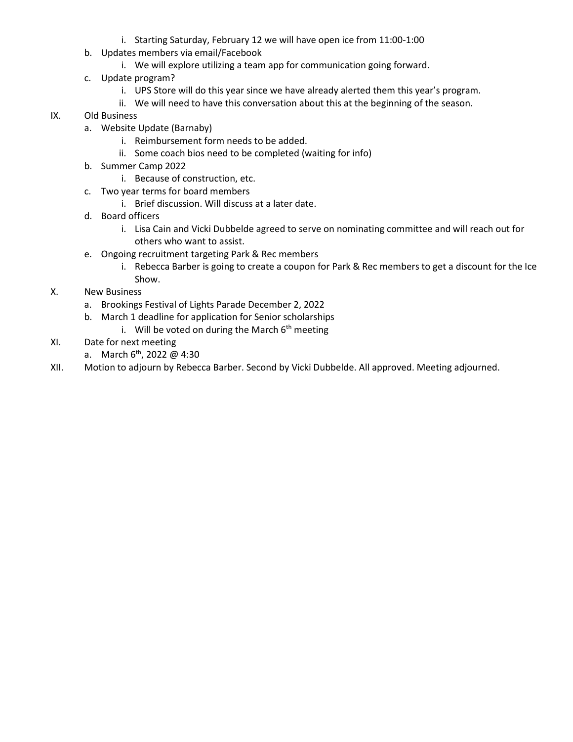i. Starting Saturday, February 12 we will have open ice from 11:00-1:00
   b. Updates members via email/Facebook
         i. We will explore utilizing a team app for communication going forward.
   c. Update program?
         i. UPS Store will do this year since we have already alerted them this year's program.
         ii. We will need to have this conversation about this at the beginning of the season.

IX. Old Business
   a. Website Update (Barnaby)
         i. Reimbursement form needs to be added.
         ii. Some coach bios need to be completed (waiting for info)
   b. Summer Camp 2022
         i. Because of construction, etc.
   c. Two year terms for board members
         i. Brief discussion. Will discuss at a later date.
   d. Board officers
         i. Lisa Cain and Vicki Dubbelde agreed to serve on nominating committee and will reach out for others who want to assist.
   e. Ongoing recruitment targeting Park & Rec members
         i. Rebecca Barber is going to create a coupon for Park & Rec members to get a discount for the Ice Show.

X. New Business
   a. Brookings Festival of Lights Parade December 2, 2022
   b. March 1 deadline for application for Senior scholarships
         i. Will be voted on during the March 6th meeting

XI. Date for next meeting
   a. March 6th, 2022 @ 4:30

XII. Motion to adjourn by Rebecca Barber. Second by Vicki Dubbelde. All approved. Meeting adjourned.